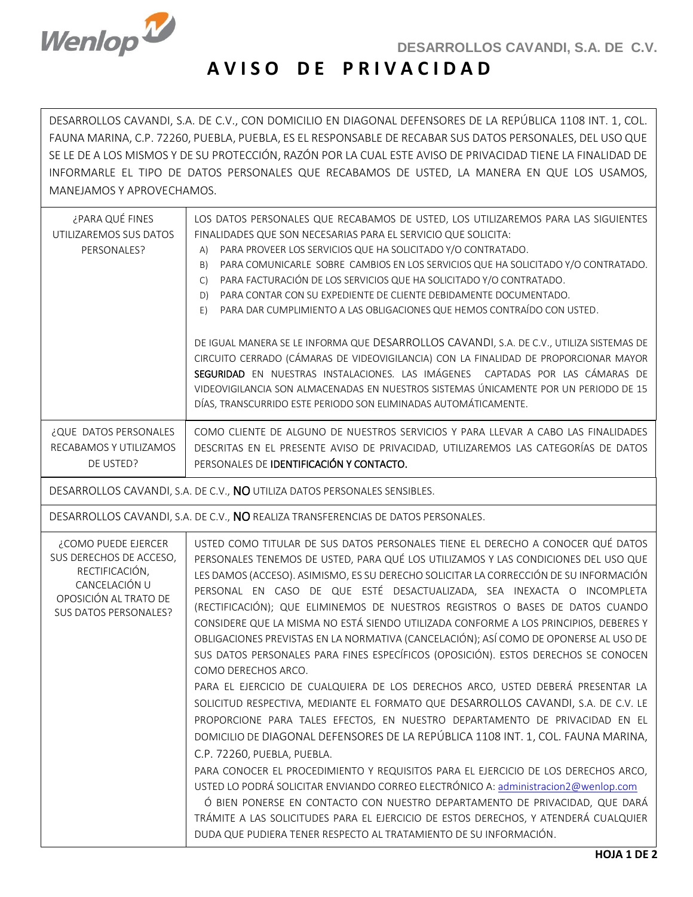DESARROLLOS CAVANDI, S.A. DE C.V.

# AVISO DE PRIVACIDAD

DESARROLLOS CAVANDI, S.A. DE C.V., CON DOMICILIO EN DIAGONAL DEFENSORES DE LA REPÚBLICA 1108 INT. 1, COL. FAUNA MARINA, C.P. 72260, PUEBLA, PUEBLA, ES EL RESPONSABLE DE RECABAR SUS DATOS PERSONALES, DEL USO QUE SE LE DE A LOS MISMOS Y DE SU PROTECCIÓN, RAZÓN POR LA CUAL ESTE AVISO DE PRIVACIDAD TIENE LA FINALIDAD DE INFORMARLE EL TIPO DE DATOS PERSONALES QUE RECABAMOS DE USTED, LA MANERA EN QUE LOS USAMOS, MANEJAMOS Y APROVECHAMOS.

| | |
|---|---|
| ¿PARA QUÉ FINES UTILIZAREMOS SUS DATOS PERSONALES? | LOS DATOS PERSONALES QUE RECABAMOS DE USTED, LOS UTILIZAREMOS PARA LAS SIGUIENTES FINALIDADES QUE SON NECESARIAS PARA EL SERVICIO QUE SOLICITA:<br>A) PARA PROVEER LOS SERVICIOS QUE HA SOLICITADO Y/O CONTRATADO.<br>B) PARA COMUNICARLE SOBRE CAMBIOS EN LOS SERVICIOS QUE HA SOLICITADO Y/O CONTRATADO.<br>C) PARA FACTURACIÓN DE LOS SERVICIOS QUE HA SOLICITADO Y/O CONTRATADO.<br>D) PARA CONTAR CON SU EXPEDIENTE DE CLIENTE DEBIDAMENTE DOCUMENTADO.<br>E) PARA DAR CUMPLIMIENTO A LAS OBLIGACIONES QUE HEMOS CONTRAÍDO CON USTED.<br><br>DE IGUAL MANERA SE LE INFORMA QUE DESARROLLOS CAVANDI, S.A. DE C.V., UTILIZA SISTEMAS DE CIRCUITO CERRADO (CÁMARAS DE VIDEOVIGILANCIA) CON LA FINALIDAD DE PROPORCIONAR MAYOR **SEGURIDAD** EN NUESTRAS INSTALACIONES. LAS IMÁGENES CAPTADAS POR LAS CÁMARAS DE VIDEOVIGILANCIA SON ALMACENADAS EN NUESTROS SISTEMAS ÚNICAMENTE POR UN PERIODO DE 15 DÍAS, TRANSCURRIDO ESTE PERIODO SON ELIMINADAS AUTOMÁTICAMENTE. |
| ¿QUE DATOS PERSONALES RECABAMOS Y UTILIZAMOS DE USTED? | COMO CLIENTE DE ALGUNO DE NUESTROS SERVICIOS Y PARA LLEVAR A CABO LAS FINALIDADES DESCRITAS EN EL PRESENTE AVISO DE PRIVACIDAD, UTILIZAREMOS LAS CATEGORÍAS DE DATOS PERSONALES DE **IDENTIFICACIÓN Y CONTACTO.** |
| DESARROLLOS CAVANDI, S.A. DE C.V., **NO** UTILIZA DATOS PERSONALES SENSIBLES. | |
| DESARROLLOS CAVANDI, S.A. DE C.V., **NO** REALIZA TRANSFERENCIAS DE DATOS PERSONALES. | |
| ¿COMO PUEDE EJERCER SUS DERECHOS DE ACCESO, RECTIFICACIÓN, CANCELACIÓN U OPOSICIÓN AL TRATO DE SUS DATOS PERSONALES? | USTED COMO TITULAR DE SUS DATOS PERSONALES TIENE EL DERECHO A CONOCER QUÉ DATOS PERSONALES TENEMOS DE USTED, PARA QUÉ LOS UTILIZAMOS Y LAS CONDICIONES DEL USO QUE LES DAMOS (ACCESO). ASIMISMO, ES SU DERECHO SOLICITAR LA CORRECCIÓN DE SU INFORMACIÓN PERSONAL EN CASO DE QUE ESTÉ DESACTUALIZADA, SEA INEXACTA O INCOMPLETA (RECTIFICACIÓN); QUE ELIMINEMOS DE NUESTROS REGISTROS O BASES DE DATOS CUANDO CONSIDERE QUE LA MISMA NO ESTÁ SIENDO UTILIZADA CONFORME A LOS PRINCIPIOS, DEBERES Y OBLIGACIONES PREVISTAS EN LA NORMATIVA (CANCELACIÓN); ASÍ COMO DE OPONERSE AL USO DE SUS DATOS PERSONALES PARA FINES ESPECÍFICOS (OPOSICIÓN). ESTOS DERECHOS SE CONOCEN COMO DERECHOS ARCO.<br>PARA EL EJERCICIO DE CUALQUIERA DE LOS DERECHOS ARCO, USTED DEBERÁ PRESENTAR LA SOLICITUD RESPECTIVA, MEDIANTE EL FORMATO QUE DESARROLLOS CAVANDI, S.A. DE C.V. LE PROPORCIONE PARA TALES EFECTOS, EN NUESTRO DEPARTAMENTO DE PRIVACIDAD EN EL DOMICILIO DE DIAGONAL DEFENSORES DE LA REPÚBLICA 1108 INT. 1, COL. FAUNA MARINA, C.P. 72260, PUEBLA, PUEBLA.<br>PARA CONOCER EL PROCEDIMIENTO Y REQUISITOS PARA EL EJERCICIO DE LOS DERECHOS ARCO, USTED LO PODRÁ SOLICITAR ENVIANDO CORREO ELECTRÓNICO A: administracion2@wenlop.com Ó BIEN PONERSE EN CONTACTO CON NUESTRO DEPARTAMENTO DE PRIVACIDAD, QUE DARÁ TRÁMITE A LAS SOLICITUDES PARA EL EJERCICIO DE ESTOS DERECHOS, Y ATENDERÁ CUALQUIER DUDA QUE PUDIERA TENER RESPECTO AL TRATAMIENTO DE SU INFORMACIÓN. |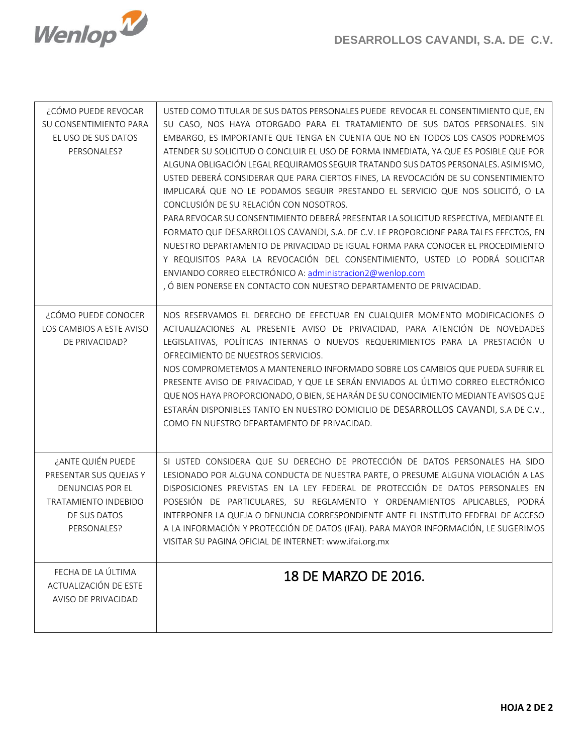| | |
|---|---|
| ¿CÓMO PUEDE REVOCAR SU CONSENTIMIENTO PARA EL USO DE SUS DATOS PERSONALES? | USTED COMO TITULAR DE SUS DATOS PERSONALES PUEDE REVOCAR EL CONSENTIMIENTO QUE, EN SU CASO, NOS HAYA OTORGADO PARA EL TRATAMIENTO DE SUS DATOS PERSONALES. SIN EMBARGO, ES IMPORTANTE QUE TENGA EN CUENTA QUE NO EN TODOS LOS CASOS PODREMOS ATENDER SU SOLICITUD O CONCLUIR EL USO DE FORMA INMEDIATA, YA QUE ES POSIBLE QUE POR ALGUNA OBLIGACIÓN LEGAL REQUIRAMOS SEGUIR TRATANDO SUS DATOS PERSONALES. ASIMISMO, USTED DEBERÁ CONSIDERAR QUE PARA CIERTOS FINES, LA REVOCACIÓN DE SU CONSENTIMIENTO IMPLICARÁ QUE NO LE PODAMOS SEGUIR PRESTANDO EL SERVICIO QUE NOS SOLICITÓ, O LA CONCLUSIÓN DE SU RELACIÓN CON NOSOTROS.<br>PARA REVOCAR SU CONSENTIMIENTO DEBERÁ PRESENTAR LA SOLICITUD RESPECTIVA, MEDIANTE EL FORMATO QUE DESARROLLOS CAVANDI, S.A. DE C.V. LE PROPORCIONE PARA TALES EFECTOS, EN NUESTRO DEPARTAMENTO DE PRIVACIDAD DE IGUAL FORMA PARA CONOCER EL PROCEDIMIENTO Y REQUISITOS PARA LA REVOCACIÓN DEL CONSENTIMIENTO, USTED LO PODRÁ SOLICITAR ENVIANDO CORREO ELECTRÓNICO A: administracion2@wenlop.com<br>, Ó BIEN PONERSE EN CONTACTO CON NUESTRO DEPARTAMENTO DE PRIVACIDAD. |
| ¿CÓMO PUEDE CONOCER LOS CAMBIOS A ESTE AVISO DE PRIVACIDAD? | NOS RESERVAMOS EL DERECHO DE EFECTUAR EN CUALQUIER MOMENTO MODIFICACIONES O ACTUALIZACIONES AL PRESENTE AVISO DE PRIVACIDAD, PARA ATENCIÓN DE NOVEDADES LEGISLATIVAS, POLÍTICAS INTERNAS O NUEVOS REQUERIMIENTOS PARA LA PRESTACIÓN U OFRECIMIENTO DE NUESTROS SERVICIOS.<br>NOS COMPROMETEMOS A MANTENERLO INFORMADO SOBRE LOS CAMBIOS QUE PUEDA SUFRIR EL PRESENTE AVISO DE PRIVACIDAD, Y QUE LE SERÁN ENVIADOS AL ÚLTIMO CORREO ELECTRÓNICO QUE NOS HAYA PROPORCIONADO, O BIEN, SE HARÁN DE SU CONOCIMIENTO MEDIANTE AVISOS QUE ESTARÁN DISPONIBLES TANTO EN NUESTRO DOMICILIO DE DESARROLLOS CAVANDI, S.A DE C.V., COMO EN NUESTRO DEPARTAMENTO DE PRIVACIDAD. |
| ¿ANTE QUIÉN PUEDE PRESENTAR SUS QUEJAS Y DENUNCIAS POR EL TRATAMIENTO INDEBIDO DE SUS DATOS PERSONALES? | SI USTED CONSIDERA QUE SU DERECHO DE PROTECCIÓN DE DATOS PERSONALES HA SIDO LESIONADO POR ALGUNA CONDUCTA DE NUESTRA PARTE, O PRESUME ALGUNA VIOLACIÓN A LAS DISPOSICIONES PREVISTAS EN LA LEY FEDERAL DE PROTECCIÓN DE DATOS PERSONALES EN POSESIÓN DE PARTICULARES, SU REGLAMENTO Y ORDENAMIENTOS APLICABLES, PODRÁ INTERPONER LA QUEJA O DENUNCIA CORRESPONDIENTE ANTE EL INSTITUTO FEDERAL DE ACCESO A LA INFORMACIÓN Y PROTECCIÓN DE DATOS (IFAI). PARA MAYOR INFORMACIÓN, LE SUGERIMOS VISITAR SU PAGINA OFICIAL DE INTERNET: www.ifai.org.mx |
| FECHA DE LA ÚLTIMA ACTUALIZACIÓN DE ESTE AVISO DE PRIVACIDAD | 18 DE MARZO DE 2016. |